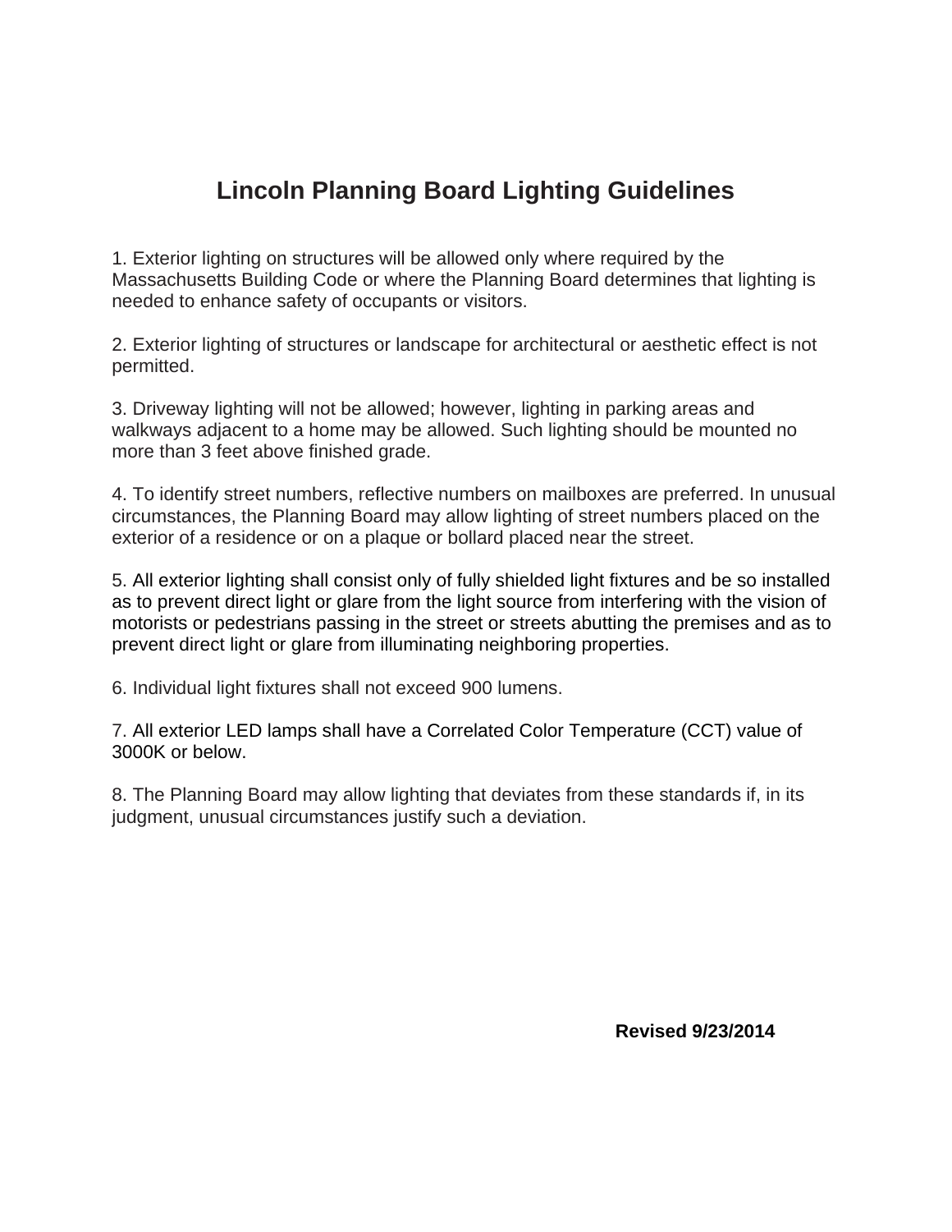# Lincoln Planning Board Lighting Guidelines

1. Exterior lighting on structures will be allowed only where required by the Massachusetts Building Code or where the Planning Board determines that lighting is needed to enhance safety of occupants or visitors.

2. Exterior lighting of structures or landscape for architectural or aesthetic effect is not permitted.

3. Driveway lighting will not be allowed; however, lighting in parking areas and walkways adjacent to a home may be allowed. Such lighting should be mounted no more than 3 feet above finished grade.

4. To identify street numbers, reflective numbers on mailboxes are preferred. In unusual circumstances, the Planning Board may allow lighting of street numbers placed on the exterior of a residence or on a plaque or bollard placed near the street.

5. All exterior lighting shall consist only of fully shielded light fixtures and be so installed as to prevent direct light or glare from the light source from interfering with the vision of motorists or pedestrians passing in the street or streets abutting the premises and as to prevent direct light or glare from illuminating neighboring properties.

6. Individual light fixtures shall not exceed 900 lumens.

7. All exterior LED lamps shall have a Correlated Color Temperature (CCT) value of 3000K or below.

8. The Planning Board may allow lighting that deviates from these standards if, in its judgment, unusual circumstances justify such a deviation.

**Revised 9/23/2014**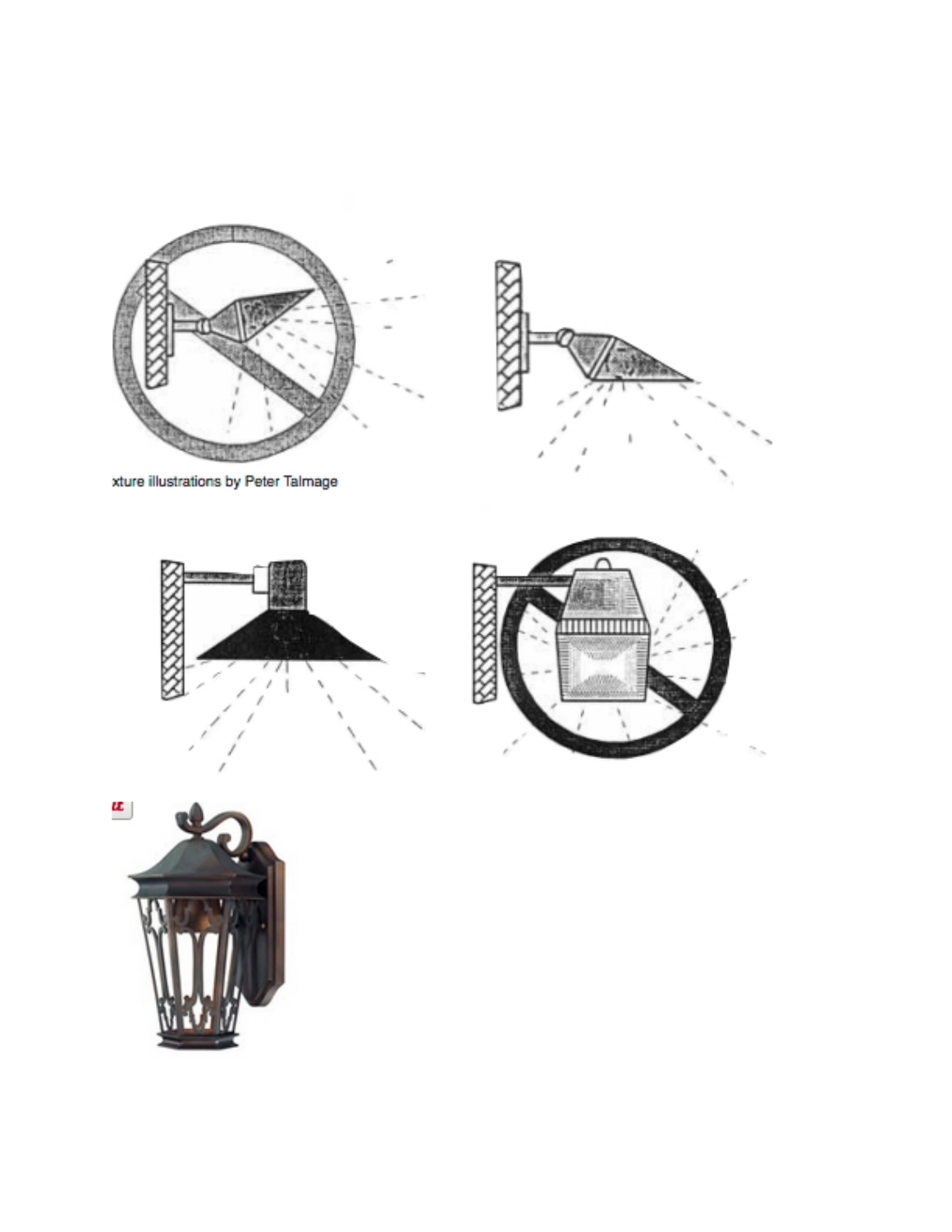xture illustrations by Peter Talmage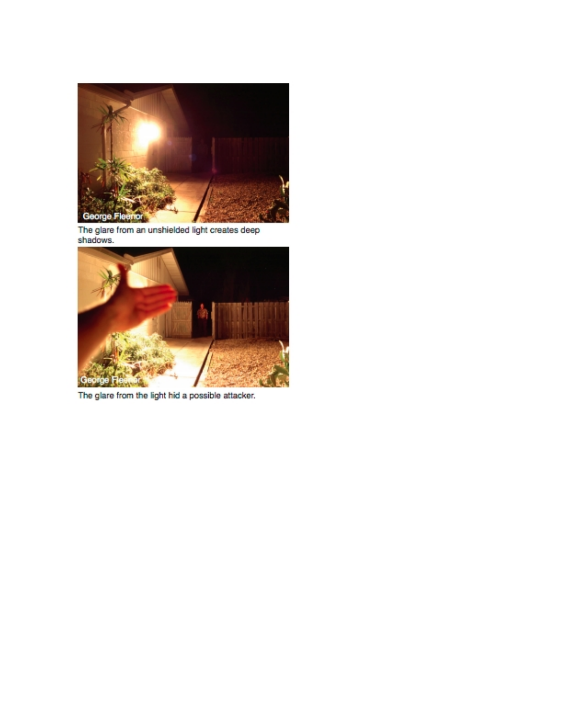George Fleenor

The glare from an unshielded light creates deep shadows.

George Fleenor

The glare from the light hid a possible attacker.